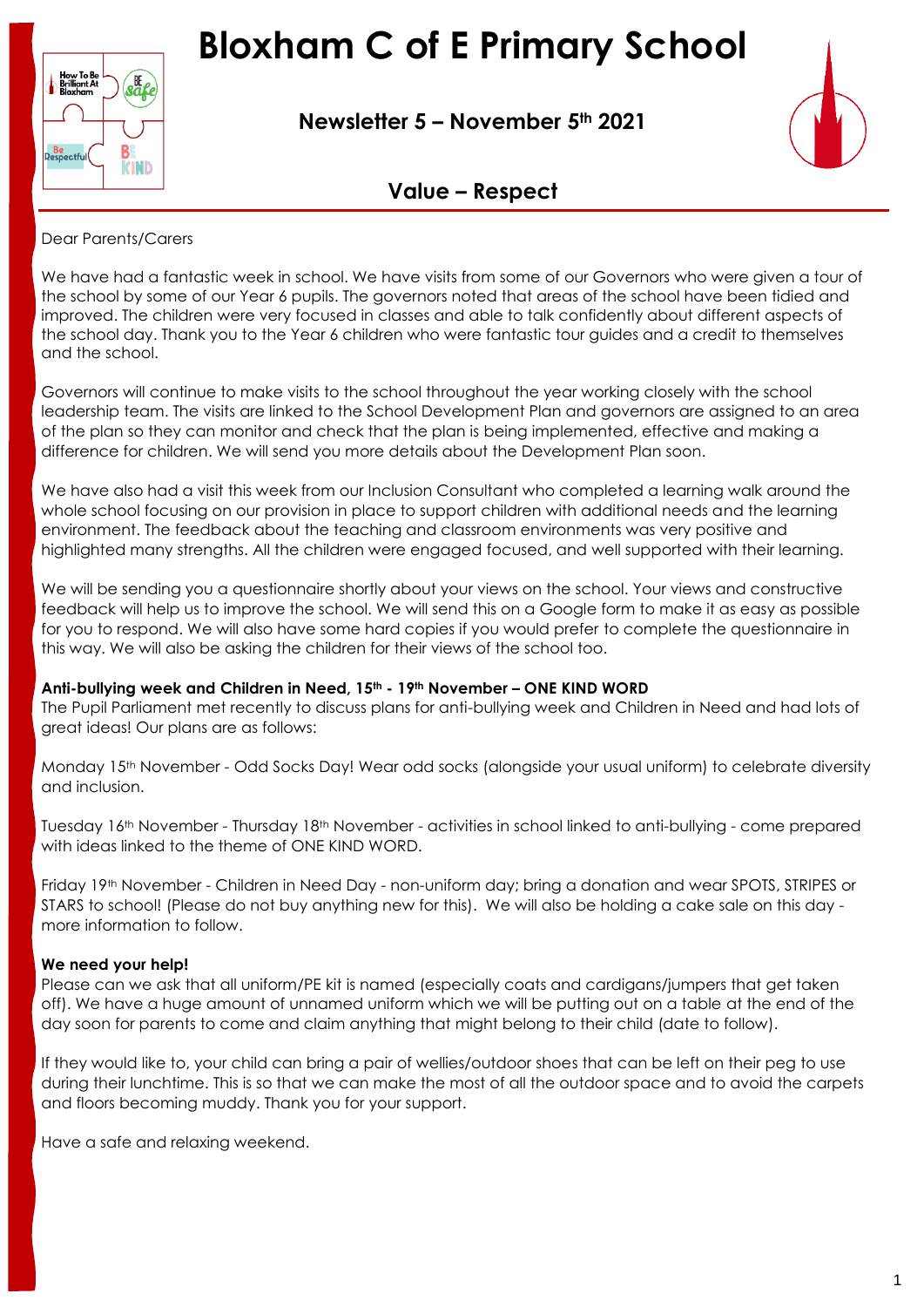# Bloxham C of E Primary School

## Newsletter 5 – November 5th 2021

## Value – Respect

Dear Parents/Carers

We have had a fantastic week in school. We have visits from some of our Governors who were given a tour of the school by some of our Year 6 pupils. The governors noted that areas of the school have been tidied and improved. The children were very focused in classes and able to talk confidently about different aspects of the school day. Thank you to the Year 6 children who were fantastic tour guides and a credit to themselves and the school.

Governors will continue to make visits to the school throughout the year working closely with the school leadership team. The visits are linked to the School Development Plan and governors are assigned to an area of the plan so they can monitor and check that the plan is being implemented, effective and making a difference for children. We will send you more details about the Development Plan soon.

We have also had a visit this week from our Inclusion Consultant who completed a learning walk around the whole school focusing on our provision in place to support children with additional needs and the learning environment. The feedback about the teaching and classroom environments was very positive and highlighted many strengths. All the children were engaged focused, and well supported with their learning.

We will be sending you a questionnaire shortly about your views on the school. Your views and constructive feedback will help us to improve the school. We will send this on a Google form to make it as easy as possible for you to respond. We will also have some hard copies if you would prefer to complete the questionnaire in this way. We will also be asking the children for their views of the school too.

**Anti-bullying week and Children in Need, 15th - 19th November – ONE KIND WORD**

The Pupil Parliament met recently to discuss plans for anti-bullying week and Children in Need and had lots of great ideas! Our plans are as follows:

Monday 15th November - Odd Socks Day! Wear odd socks (alongside your usual uniform) to celebrate diversity and inclusion.

Tuesday 16th November - Thursday 18th November - activities in school linked to anti-bullying - come prepared with ideas linked to the theme of ONE KIND WORD.

Friday 19th November - Children in Need Day - non-uniform day; bring a donation and wear SPOTS, STRIPES or STARS to school! (Please do not buy anything new for this). We will also be holding a cake sale on this day - more information to follow.

**We need your help!**

Please can we ask that all uniform/PE kit is named (especially coats and cardigans/jumpers that get taken off). We have a huge amount of unnamed uniform which we will be putting out on a table at the end of the day soon for parents to come and claim anything that might belong to their child (date to follow).

If they would like to, your child can bring a pair of wellies/outdoor shoes that can be left on their peg to use during their lunchtime. This is so that we can make the most of all the outdoor space and to avoid the carpets and floors becoming muddy. Thank you for your support.

Have a safe and relaxing weekend.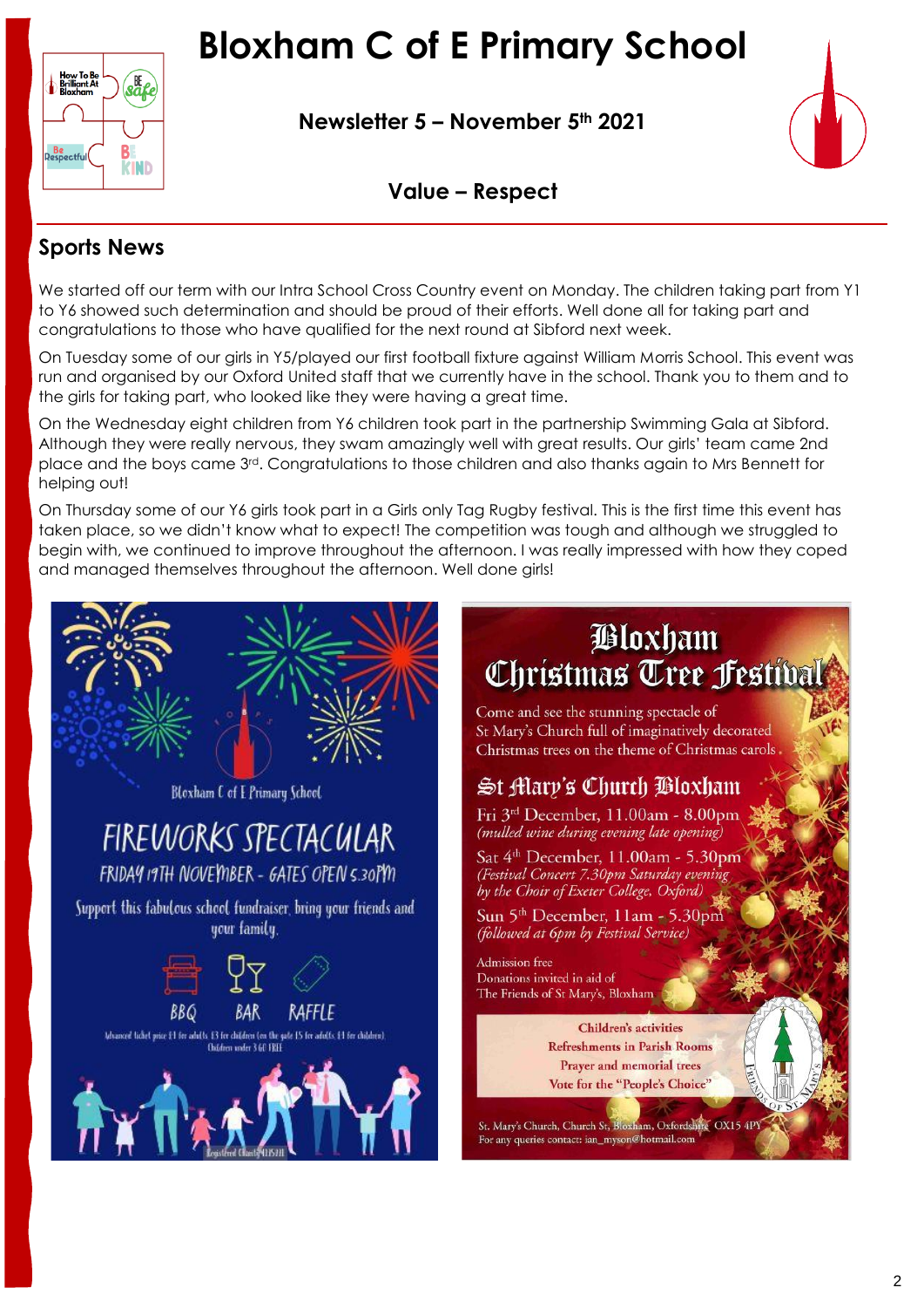# Bloxham C of E Primary School

**Newsletter 5 – November 5th 2021**

**Value – Respect**

## Sports News

We started off our term with our Intra School Cross Country event on Monday. The children taking part from Y1 to Y6 showed such determination and should be proud of their efforts. Well done all for taking part and congratulations to those who have qualified for the next round at Sibford next week.

On Tuesday some of our girls in Y5/played our first football fixture against William Morris School. This event was run and organised by our Oxford United staff that we currently have in the school. Thank you to them and to the girls for taking part, who looked like they were having a great time.

On the Wednesday eight children from Y6 children took part in the partnership Swimming Gala at Sibford. Although they were really nervous, they swam amazingly well with great results. Our girls' team came 2nd place and the boys came 3rd. Congratulations to those children and also thanks again to Mrs Bennett for helping out!

On Thursday some of our Y6 girls took part in a Girls only Tag Rugby festival. This is the first time this event has taken place, so we didn't know what to expect! The competition was tough and although we struggled to begin with, we continued to improve throughout the afternoon. I was really impressed with how they coped and managed themselves throughout the afternoon. Well done girls!

Bloxham C of E Primary School

## FIREWORKS SPECTACULAR

FRIDAY 19TH NOVEMBER - GATES OPEN 5.30PM

Support this fabulous school fundraiser, bring your friends and your family.

BBQ | BAR | RAFFLE

Advanced ticket price £4 for adults £3 for children (on the gate £5 for adults £4 for children). Children under 3 go FREE

Registered Charity 1115311

## Bloxham Christmas Tree Festival

Come and see the stunning spectacle of St Mary's Church full of imaginatively decorated Christmas trees on the theme of Christmas carols.

### St Mary's Church Bloxham

Fri 3rd December, 11.00am - 8.00pm
*(mulled wine during evening late opening)*

Sat 4th December, 11.00am - 5.30pm
*(Festival Concert 7.30pm Saturday evening by the Choir of Exeter College, Oxford)*

Sun 5th December, 11am - 5.30pm
*(followed at 6pm by Festival Service)*

Admission free
Donations invited in aid of
The Friends of St Mary's, Bloxham

Children's activities
Refreshments in Parish Rooms
Prayer and memorial trees
Vote for the "People's Choice"

Friends of St Mary's

St. Mary's Church, Church St, Bloxham, Oxfordshire OX15 4PY
For any queries contact: ian_myson@hotmail.com